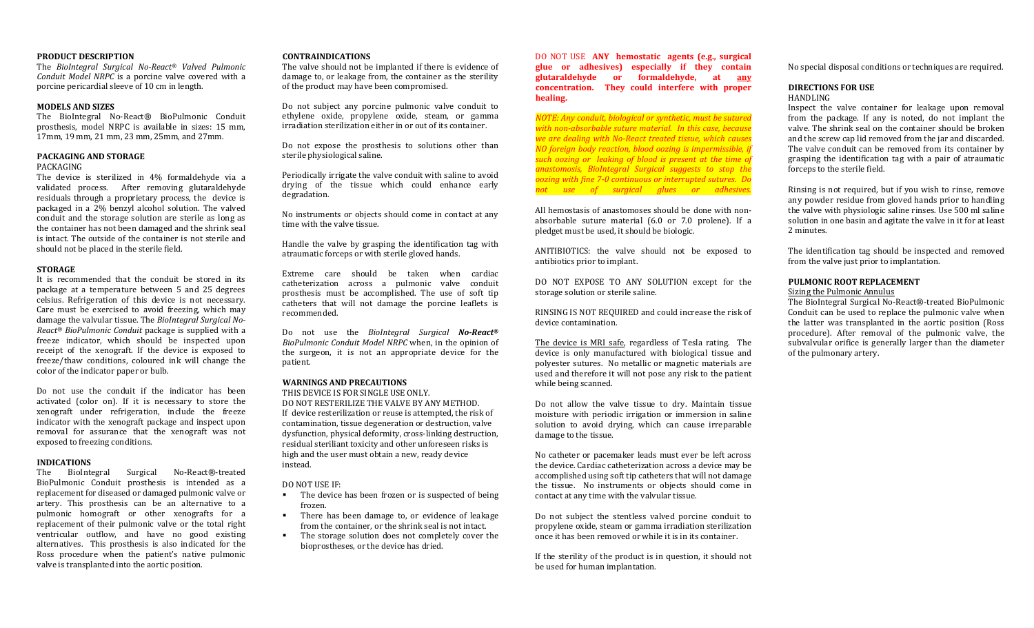### PRODUCT DESCRIPTION

The *BioIntegral Surgical No-React® Valved Pulmonic Conduit Model NRPC* is a porcine valve covered with a porcine pericardial sleeve of 10 cm in length.

### MODELS AND SIZES

The BioIntegral No-React® BioPulmonic Conduit prosthesis, model NRPC is available in sizes: 15 mm, 17mm, 19 mm, 21 mm, 23 mm, 25mm, and 27mm.

### PACKAGING AND STORAGE

PACKAGING

The device is sterilized in 4% formaldehyde via a validated process. After removing glutaraldehyde residuals through a proprietary process, the device is packaged in a 2% benzyl alcohol solution. The valved conduit and the storage solution are sterile as long as the container has not been damaged and the shrink seal is intact. The outside of the container is not sterile and should not be placed in the sterile field.

### STORAGE

It is recommended that the conduit be stored in its package at a temperature between 5 and 25 degrees celsius. Refrigeration of this device is not necessary. Care must be exercised to avoid freezing, which may damage the valvular tissue. The *BioIntegral Surgical No-React® BioPulmonic Conduit* package is supplied with a freeze indicator, which should be inspected upon receipt of the xenograft. If the device is exposed to freeze/thaw conditions, coloured ink will change the color of the indicator paper or bulb.

Do not use the conduit if the indicator has been activated (color on). If it is necessary to store the xenograft under refrigeration, include the freeze indicator with the xenograft package and inspect upon removal for assurance that the xenograft was not exposed to freezing conditions.

### INDICATIONS

The BioIntegral Surgical No-React®-treated BioPulmonic Conduit prosthesis is intended as a replacement for diseased or damaged pulmonic valve or artery. This prosthesis can be an alternative to a pulmonic homograft or other xenografts for a replacement of their pulmonic valve or the total right ventricular outflow, and have no good existing alternatives. This prosthesis is also indicated for the Ross procedure when the patient's native pulmonic valve is transplanted into the aortic position.

### CONTRAINDICATIONS

The valve should not be implanted if there is evidence of damage to, or leakage from, the container as the sterility of the product may have been compromised.

Do not subject any porcine pulmonic valve conduit to ethylene oxide, propylene oxide, steam, or gamma irradiation sterilization either in or out of its container.

Do not expose the prosthesis to solutions other than sterile physiological saline.

Periodically irrigate the valve conduit with saline to avoid drying of the tissue which could enhance early degradation.

No instruments or objects should come in contact at any time with the valve tissue.

Handle the valve by grasping the identification tag with atraumatic forceps or with sterile gloved hands.

Extreme care should be taken when cardiac catheterization across a pulmonic valve conduit prosthesis must be accomplished. The use of soft tip catheters that will not damage the porcine leaflets is recommended.

Do not use the *BioIntegral Surgical **No-React® ***BioPulmonic Conduit Model NRPC* when, in the opinion of the surgeon, it is not an appropriate device for the patient.

### WARNINGS AND PRECAUTIONS

THIS DEVICE IS FOR SINGLE USE ONLY.

DO NOT RESTERILIZE THE VALVE BY ANY METHOD.

If device resterilization or reuse is attempted, the risk of contamination, tissue degeneration or destruction, valve dysfunction, physical deformity, cross-linking destruction, residual steriliant toxicity and other unforeseen risks is high and the user must obtain a new, ready device instead.

DO NOT USE IF:

- The device has been frozen or is suspected of being frozen.
- There has been damage to, or evidence of leakage from the container, or the shrink seal is not intact.
- The storage solution does not completely cover the bioprostheses, or the device has dried.

DO NOT USE **ANY hemostatic agents (e.g., surgical glue or adhesives) especially if they contain glutaraldehyde or formaldehyde, at <u>any</u> concentration. They could interfere with proper healing.**

***NOTE: Any conduit, biological or synthetic, must be sutured with non-absorbable suture material. In this case, because we are dealing with No-React treated tissue, which causes NO foreign body reaction, blood oozing is impermissible, if such oozing or leaking of blood is present at the time of anastomosis, BioIntegral Surgical suggests to stop the oozing with fine 7-0 continuous or interrupted sutures. Do not use of surgical glues or adhesives.***

All hemostasis of anastomoses should be done with non-absorbable suture material (6.0 or 7.0 prolene). If a pledget must be used, it should be biologic.

ANITIBIOTICS: the valve should not be exposed to antibiotics prior to implant.

DO NOT EXPOSE TO ANY SOLUTION except for the storage solution or sterile saline.

RINSING IS NOT REQUIRED and could increase the risk of device contamination.

<u>The device is MRI safe</u>, regardless of Tesla rating. The device is only manufactured with biological tissue and polyester sutures. No metallic or magnetic materials are used and therefore it will not pose any risk to the patient while being scanned.

Do not allow the valve tissue to dry. Maintain tissue moisture with periodic irrigation or immersion in saline solution to avoid drying, which can cause irreparable damage to the tissue.

No catheter or pacemaker leads must ever be left across the device. Cardiac catheterization across a device may be accomplished using soft tip catheters that will not damage the tissue. No instruments or objects should come in contact at any time with the valvular tissue.

Do not subject the stentless valved porcine conduit to propylene oxide, steam or gamma irradiation sterilization once it has been removed or while it is in its container.

If the sterility of the product is in question, it should not be used for human implantation.

No special disposal conditions or techniques are required.

### DIRECTIONS FOR USE

HANDLING

Inspect the valve container for leakage upon removal from the package. If any is noted, do not implant the valve. The shrink seal on the container should be broken and the screw cap lid removed from the jar and discarded. The valve conduit can be removed from its container by grasping the identification tag with a pair of atraumatic forceps to the sterile field.

Rinsing is not required, but if you wish to rinse, remove any powder residue from gloved hands prior to handling the valve with physiologic saline rinses. Use 500 ml saline solution in one basin and agitate the valve in it for at least 2 minutes.

The identification tag should be inspected and removed from the valve just prior to implantation.

### PULMONIC ROOT REPLACEMENT

<u>Sizing the Pulmonic Annulus</u>

The BioIntegral Surgical No-React®-treated BioPulmonic Conduit can be used to replace the pulmonic valve when the latter was transplanted in the aortic position (Ross procedure). After removal of the pulmonic valve, the subvalvular orifice is generally larger than the diameter of the pulmonary artery.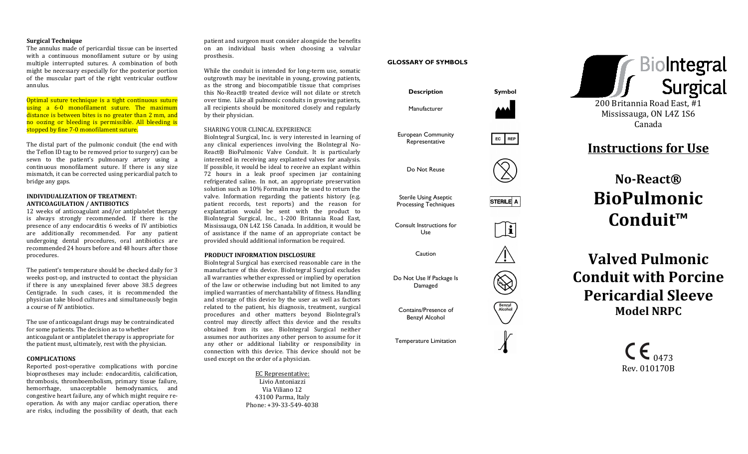**Surgical Technique**

The annulus made of pericardial tissue can be inserted with a continuous monofilament suture or by using multiple interrupted sutures. A combination of both might be necessary especially for the posterior portion of the muscular part of the right ventricular outflow annulus.

Optimal suture technique is a tight continuous suture using a 6-0 monofilament suture. The maximum distance is between bites is no greater than 2 mm, and no oozing or bleeding is permissible. All bleeding is stopped by fine 7-0 monofilament suture.

The distal part of the pulmonic conduit (the end with the Teflon ID tag to be removed prior to surgery) can be sewn to the patient's pulmonary artery using a continuous monofilament suture. If there is any size mismatch, it can be corrected using pericardial patch to bridge any gaps.

**INDIVIDUALIZATION OF TREATMENT: ANTICOAGULATION / ANTIBIOTICS**

12 weeks of anticoagulant and/or antiplatelet therapy is always strongly recommended. If there is the presence of any endocarditis 6 weeks of IV antibiotics are additionally recommended. For any patient undergoing dental procedures, oral antibiotics are recommended 24 hours before and 48 hours after those procedures.

The patient's temperature should be checked daily for 3 weeks post-op, and instructed to contact the physician if there is any unexplained fever above 38.5 degrees Centigrade. In such cases, it is recommended the physician take blood cultures and simultaneously begin a course of IV antibiotics.

The use of anticoagulant drugs may be contraindicated for some patients. The decision as to whether anticoagulant or antiplatelet therapy is appropriate for the patient must, ultimately, rest with the physician.

**COMPLICATIONS**

Reported post-operative complications with porcine bioprostheses may include: endocarditis, calcification, thrombosis, thromboembolism, primary tissue failure, hemorrhage, unacceptable hemodynamics, and congestive heart failure, any of which might require re-operation. As with any major cardiac operation, there are risks, including the possibility of death, that each patient and surgeon must consider alongside the benefits on an individual basis when choosing a valvular prosthesis.

While the conduit is intended for long-term use, somatic outgrowth may be inevitable in young, growing patients, as the strong and biocompatible tissue that comprises this No-React® treated device will not dilate or stretch over time. Like all pulmonic conduits in growing patients, all recipients should be monitored closely and regularly by their physician.

SHARING YOUR CLINICAL EXPERIENCE

BioIntegral Surgical, Inc. is very interested in learning of any clinical experiences involving the BioIntegral No-React® BioPulmonic Valve Conduit. It is particularly interested in receiving any explanted valves for analysis. If possible, it would be ideal to receive an explant within 72 hours in a leak proof specimen jar containing refrigerated saline. In not, an appropriate preservation solution such as 10% Formalin may be used to return the valve. Information regarding the patients history (e.g. patient records, test reports) and the reason for explantation would be sent with the product to BioIntegral Surgical, Inc., 1-200 Britannia Road East, Mississauga, ON L4Z 1S6 Canada. In addition, it would be of assistance if the name of an appropriate contact be provided should additional information be required.

**PRODUCT INFORMATION DISCLOSURE**

BioIntegral Surgical has exercised reasonable care in the manufacture of this device. BioIntegral Surgical excludes all warranties whether expressed or implied by operation of the law or otherwise including but not limited to any implied warranties of merchantability of fitness. Handling and storage of this device by the user as well as factors related to the patient, his diagnosis, treatment, surgical procedures and other matters beyond BioIntegral's control may directly affect this device and the results obtained from its use. BioIntegral Surgical neither assumes nor authorizes any other person to assume for it any other or additional liability or responsibility in connection with this device. This device should not be used except on the order of a physician.

EC Representative:
Livio Antoniazzi
Via Viliano 12
43100 Parma, Italy
Phone: +39-33-549-4038

**GLOSSARY OF SYMBOLS**

| Description | Symbol |
| --- | --- |
| Manufacturer | |
| European Community Representative | EC REP |
| Do Not Reuse | |
| Sterile Using Aseptic Processing Techniques | STERILE A |
| Consult Instructions for Use | |
| Caution | |
| Do Not Use If Package Is Damaged | |
| Contains/Presence of Benzyl Alcohol | Benzyl Alcohol |
| Temperature Limitation | |

BioIntegral Surgical
200 Britannia Road East, #1
Mississauga, ON L4Z 1S6
Canada

# Instructions for Use

# No-React® BioPulmonic Conduit™

## Valved Pulmonic Conduit with Porcine Pericardial Sleeve

### Model NRPC

CE 0473
Rev. 010170B